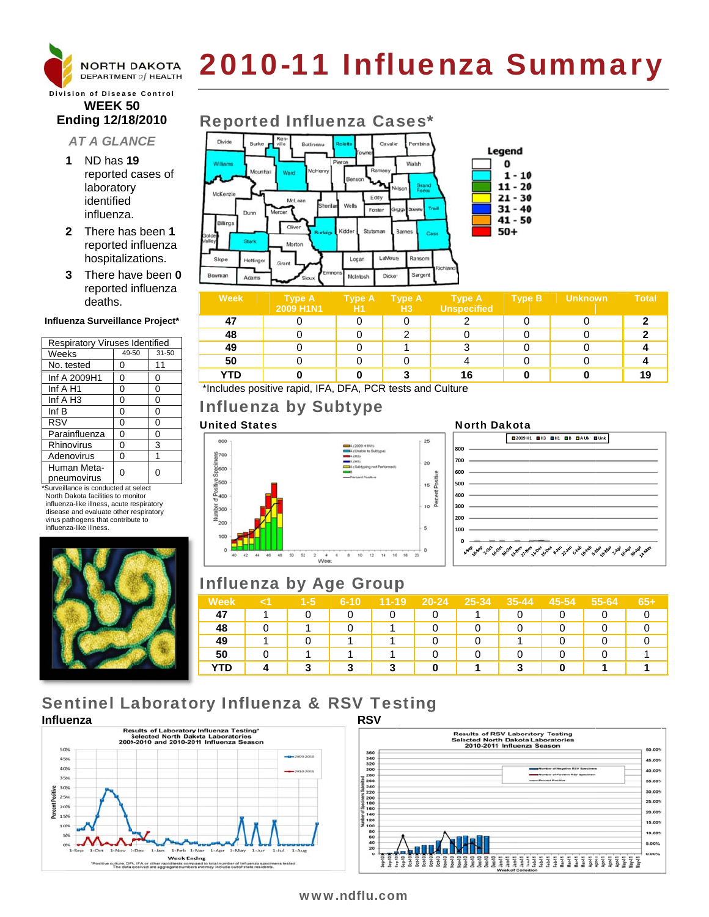# 2010-11 Influenza Summary

NORTH DAKOTA DEPARTMENT of HEALTH

Division of Disease Control

**WEEK 50**
**Ending 12/18/2010**

### *AT A GLANCE*

1. ND has **19** reported cases of laboratory identified influenza.
2. There has been **1** reported influenza hospitalizations.
3. There have been **0** reported influenza deaths.

**Influenza Surveillance Project***

| Respiratory Viruses Identified | | |
|---|---|---|
| Weeks | 49-50 | 31-50 |
| No. tested | 0 | 11 |
| Inf A 2009H1 | 0 | 0 |
| Inf A H1 | 0 | 0 |
| Inf A H3 | 0 | 0 |
| Inf B | 0 | 0 |
| RSV | 0 | 0 |
| Parainfluenza | 0 | 0 |
| Rhinovirus | 0 | 3 |
| Adenovirus | 0 | 1 |
| Human Meta-pneumovirus | 0 | 0 |

*Surveillance is conducted at select North Dakota facilities to monitor influenza-like illness, acute respiratory disease and evaluate other respiratory virus pathogens that contribute to influenza-like illness.

## Reported Influenza Cases*

Legend: 0; 1 - 10; 11 - 20; 21 - 30; 31 - 40; 41 - 50; 50+

| Week | Type A 2009 H1N1 | Type A H1 | Type A H3 | Type A Unspecified | Type B | Unknown | Total |
|---|---|---|---|---|---|---|---|
| 47 | 0 | 0 | 0 | 2 | 0 | 0 | **2** |
| 48 | 0 | 0 | 2 | 0 | 0 | 0 | **2** |
| 49 | 0 | 0 | 1 | 3 | 0 | 0 | **4** |
| 50 | 0 | 0 | 0 | 4 | 0 | 0 | **4** |
| **YTD** | **0** | **0** | **3** | **16** | **0** | **0** | **19** |

*Includes positive rapid, IFA, DFA, PCR tests and Culture

## Influenza by Subtype

**United States**

**North Dakota**

## Influenza by Age Group

| Week | <1 | 1-5 | 6-10 | 11-19 | 20-24 | 25-34 | 35-44 | 45-54 | 55-64 | 65+ |
|---|---|---|---|---|---|---|---|---|---|---|
| 47 | 1 | 0 | 0 | 0 | 0 | 1 | 0 | 0 | 0 | 0 |
| 48 | 0 | 1 | 0 | 1 | 0 | 0 | 0 | 0 | 0 | 0 |
| 49 | 1 | 0 | 1 | 1 | 0 | 0 | 1 | 0 | 0 | 0 |
| 50 | 0 | 1 | 1 | 1 | 0 | 0 | 0 | 0 | 0 | 1 |
| **YTD** | **4** | **3** | **3** | **3** | **0** | **1** | **3** | **0** | **1** | **1** |

## Sentinel Laboratory Influenza & RSV Testing

**Influenza**

Results of Laboratory Influenza Testing* Selected North Dakota Laboratories 2009-2010 and 2010-2011 Influenza Season

*Positive culture, DFA, IFA or other rapid tests compared to total number of influenza specimens tested. The data received are aggregate numbers and may include out of state residents.

**RSV**

Results of RSV Laboratory Testing Selected North Dakota Laboratories 2010-2011 Influenza Season

www.ndflu.com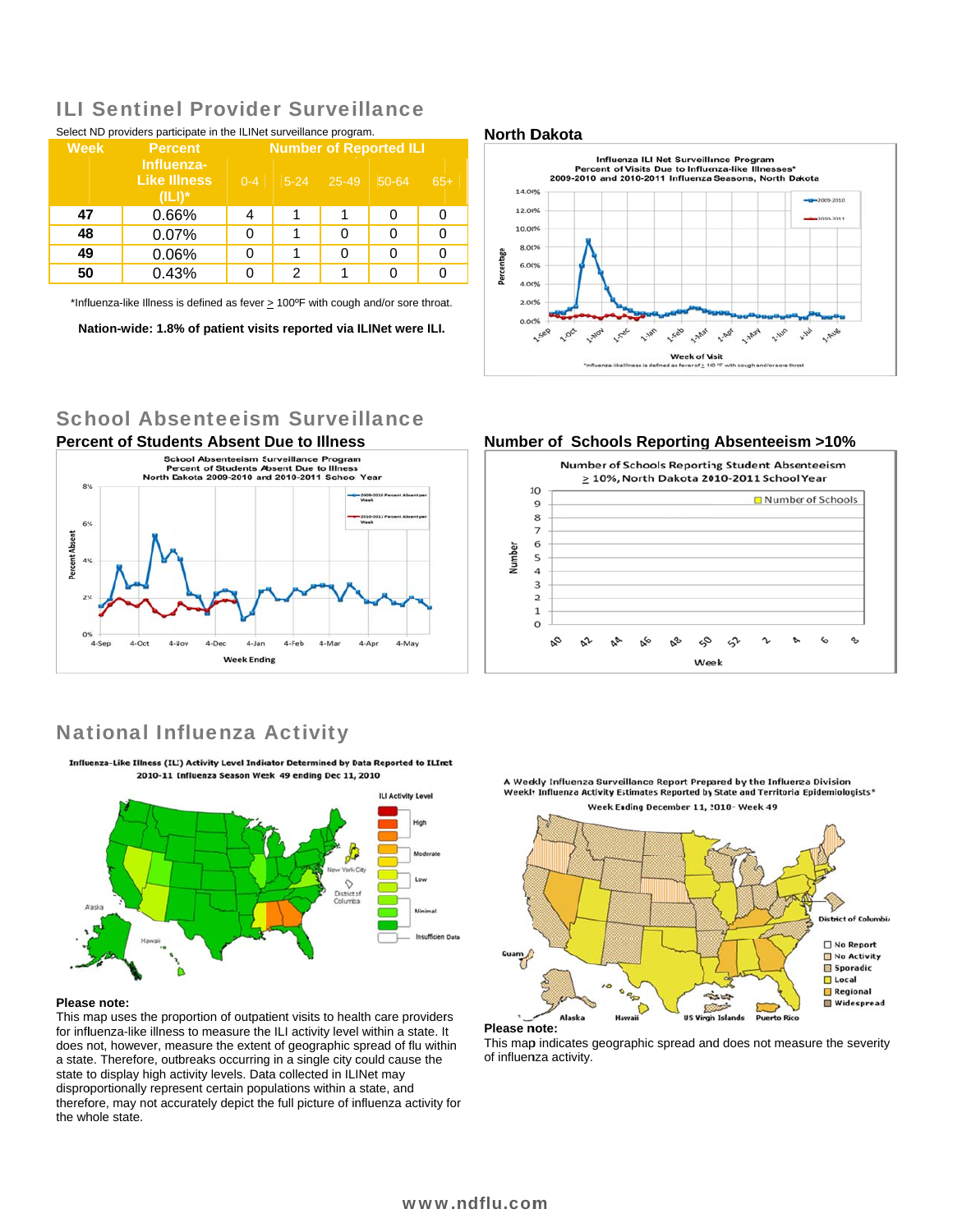## ILI Sentinel Provider Surveillance

Select ND providers participate in the ILINet surveillance program.

| Week | Percent Influenza-Like Illness (ILI)* | Number of Reported ILI | | | | |
|---|---|---|---|---|---|---|
| | | 0-4 | 5-24 | 25-49 | 50-64 | 65+ |
| 47 | 0.66% | 4 | 1 | 1 | 0 | 0 |
| 48 | 0.07% | 0 | 1 | 0 | 0 | 0 |
| 49 | 0.06% | 0 | 1 | 0 | 0 | 0 |
| 50 | 0.43% | 0 | 2 | 1 | 0 | 0 |

*Influenza-like Illness is defined as fever > 100ºF with cough and/or sore throat.

**Nation-wide: 1.8% of patient visits reported via ILINet were ILI.**

### North Dakota

Influenza ILI Net Surveillance Program
Percent of Visits Due to Influenza-like Illnesses*
2009-2010 and 2010-2011 Influenza Seasons, North Dakota

14.00%
12.00%
10.00%
8.00%
6.00%
4.00%
2.00%
0.00%

Percentage

2009-2010
2010-2011

1-Sep 1-Oct 1-Nov 1-Dec 1-Jan 1-Feb 1-Mar 1-Apr 1-May 1-Jun 1-Jul 1-Aug

Week of Visit

*Influenza-like illness is defined as fever of > 100 °F with cough and/or sore throat

## School Absenteeism Surveillance

### Percent of Students Absent Due to Illness

School Absenteeism Surveillance Program
Percent of Students Absent Due to Illness
North Dakota 2009-2010 and 2010-2011 School Year

8%
6%
4%
2%
0%

Percent Absent

2009-2010 Percent Absent per Week
2010-2011 Percent Absent per Week

4-Sep 4-Oct 4-Nov 4-Dec 4-Jan 4-Feb 4-Mar 4-Apr 4-May

Week Ending

### Number of Schools Reporting Absenteeism >10%

Number of Schools Reporting Student Absenteeism
> 10%, North Dakota 2010-2011 School Year

10
9
8
7
6
5
4
3
2
1
0

Number

Number of Schools

40 42 44 46 48 50 52 2 4 6 8

Week

## National Influenza Activity

Influenza-Like Illness (ILI) Activity Level Indicator Determined by Data Reported to ILINet
2010-11 Influenza Season Week 49 ending Dec 11, 2010

ILI Activity Level

High
Moderate
Low
Minimal
Insufficient Data

New York City
District of Columbia
Alaska
Hawaii

**Please note:**
This map uses the proportion of outpatient visits to health care providers for influenza-like illness to measure the ILI activity level within a state. It does not, however, measure the extent of geographic spread of flu within a state. Therefore, outbreaks occurring in a single city could cause the state to display high activity levels. Data collected in ILINet may disproportionally represent certain populations within a state, and therefore, may not accurately depict the full picture of influenza activity for the whole state.

A Weekly Influenza Surveillance Report Prepared by the Influenza Division
Weekly Influenza Activity Estimates Reported by State and Territorial Epidemiologists*
Week Ending December 11, 2010- Week 49

District of Columbia
Guam
Alaska
Hawaii
US Virgin Islands
Puerto Rico

No Report
No Activity
Sporadic
Local
Regional
Widespread

**Please note:**
This map indicates geographic spread and does not measure the severity of influenza activity.